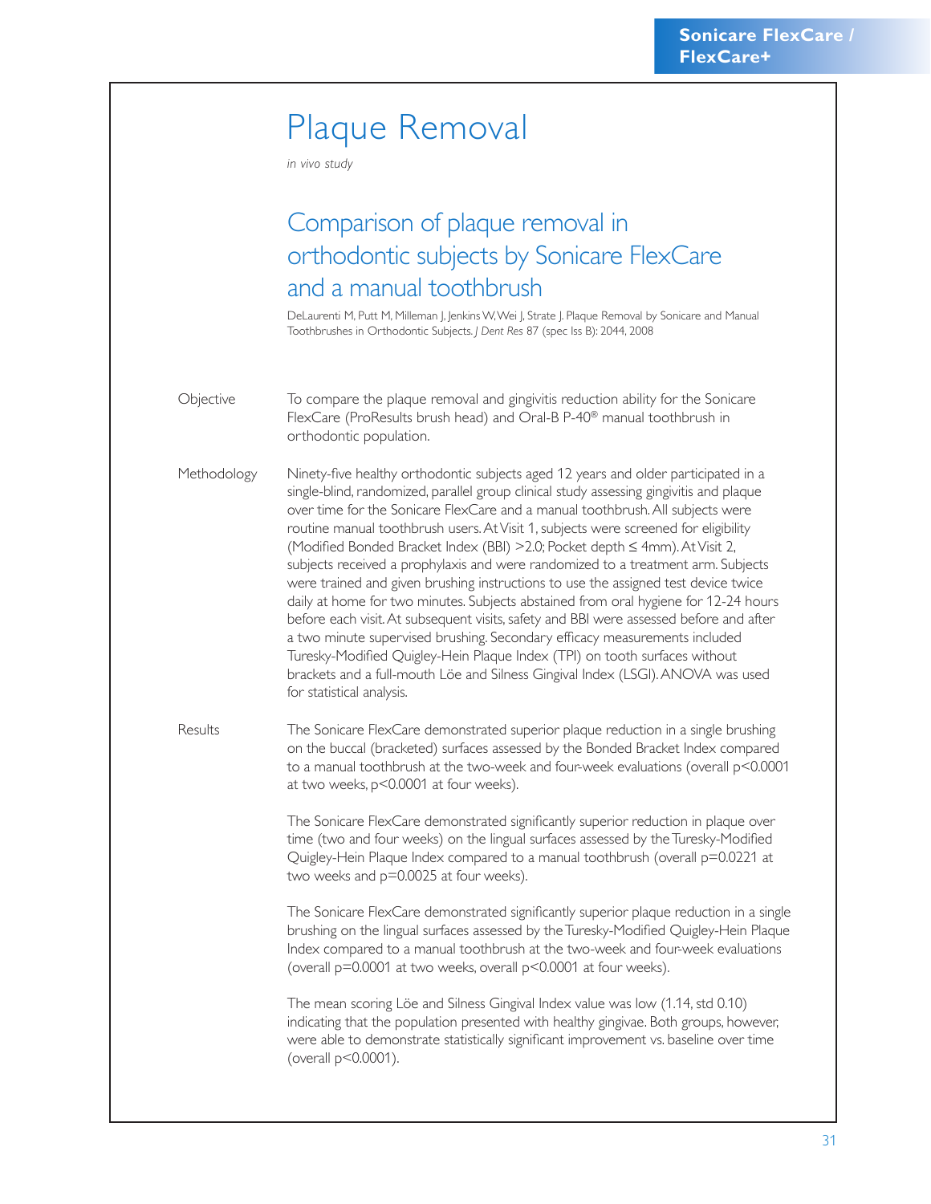# Plaque Removal

*in vivo study*

## Comparison of plaque removal in orthodontic subjects by Sonicare FlexCare and a manual toothbrush

DeLaurenti M, Putt M, Milleman J, Jenkins W, Wei J, Strate J. Plaque Removal by Sonicare and Manual Toothbrushes in Orthodontic Subjects. *J Dent Res* 87 (spec Iss B): 2044, 2008

**Objective**

To compare the plaque removal and gingivitis reduction ability for the Sonicare FlexCare (ProResults brush head) and Oral-B P-40® manual toothbrush in orthodontic population.

**Methodology**

Ninety-five healthy orthodontic subjects aged 12 years and older participated in a single-blind, randomized, parallel group clinical study assessing gingivitis and plaque over time for the Sonicare FlexCare and a manual toothbrush. All subjects were routine manual toothbrush users. At Visit 1, subjects were screened for eligibility (Modified Bonded Bracket Index (BBI) >2.0; Pocket depth ≤ 4mm). At Visit 2, subjects received a prophylaxis and were randomized to a treatment arm. Subjects were trained and given brushing instructions to use the assigned test device twice daily at home for two minutes. Subjects abstained from oral hygiene for 12-24 hours before each visit. At subsequent visits, safety and BBI were assessed before and after a two minute supervised brushing. Secondary efficacy measurements included Turesky-Modified Quigley-Hein Plaque Index (TPI) on tooth surfaces without brackets and a full-mouth Löe and Silness Gingival Index (LSGI). ANOVA was used for statistical analysis.

**Results**

The Sonicare FlexCare demonstrated superior plaque reduction in a single brushing on the buccal (bracketed) surfaces assessed by the Bonded Bracket Index compared to a manual toothbrush at the two-week and four-week evaluations (overall $p<0.0001$ at two weeks, $p<0.0001$ at four weeks).

The Sonicare FlexCare demonstrated significantly superior reduction in plaque over time (two and four weeks) on the lingual surfaces assessed by the Turesky-Modified Quigley-Hein Plaque Index compared to a manual toothbrush (overall $p=0.0221$ at two weeks and $p=0.0025$ at four weeks).

The Sonicare FlexCare demonstrated significantly superior plaque reduction in a single brushing on the lingual surfaces assessed by the Turesky-Modified Quigley-Hein Plaque Index compared to a manual toothbrush at the two-week and four-week evaluations (overall $p=0.0001$ at two weeks, overall $p<0.0001$ at four weeks).

The mean scoring Löe and Silness Gingival Index value was low (1.14, std 0.10) indicating that the population presented with healthy gingivae. Both groups, however, were able to demonstrate statistically significant improvement vs. baseline over time (overall $p<0.0001$).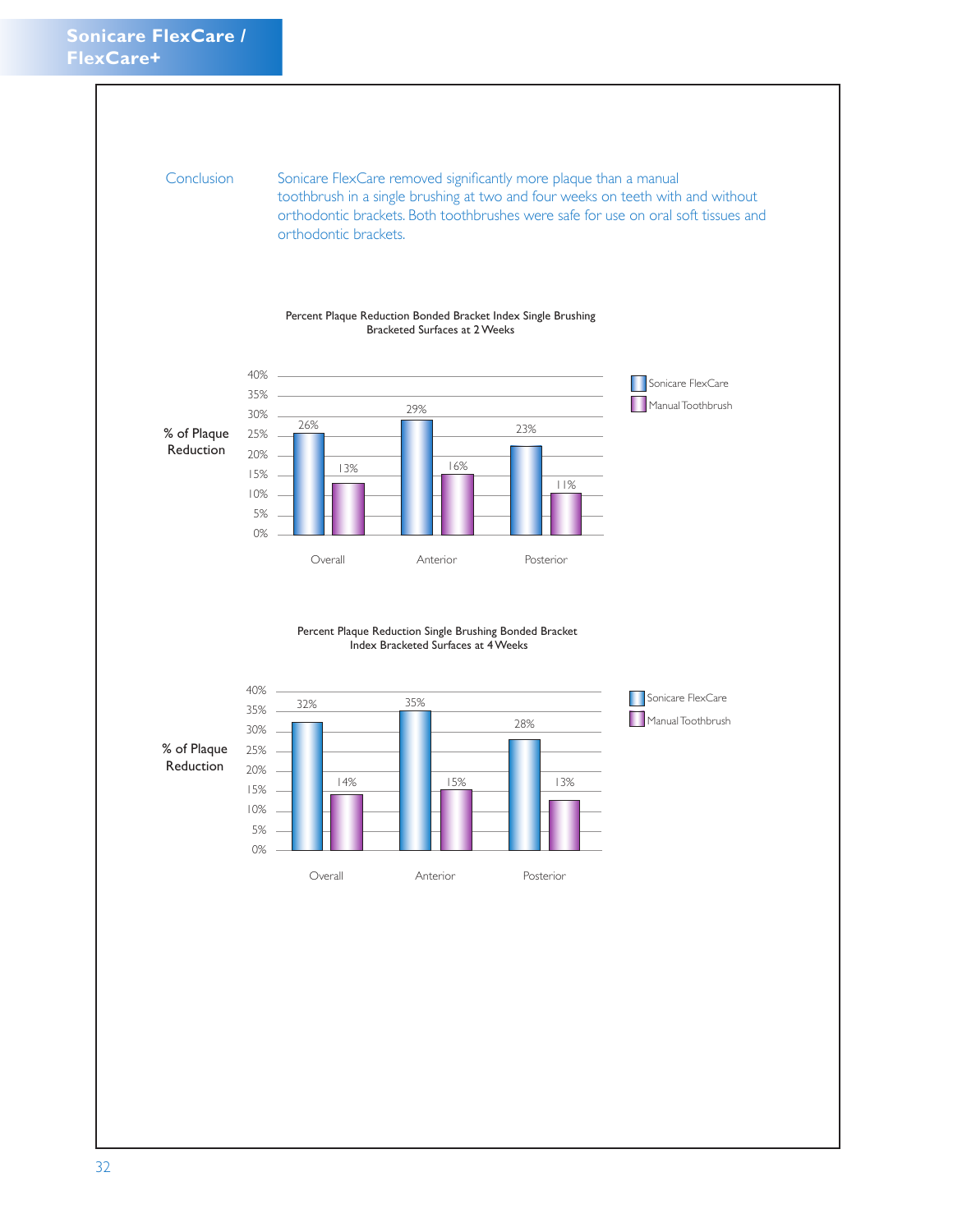**Conclusion**

Sonicare FlexCare removed significantly more plaque than a manual toothbrush in a single brushing at two and four weeks on teeth with and without orthodontic brackets. Both toothbrushes were safe for use on oral soft tissues and orthodontic brackets.

**Percent Plaque Reduction Bonded Bracket Index Single Brushing Bracketed Surfaces at 2 Weeks**

| % of Plaque Reduction | Sonicare FlexCare | Manual Toothbrush |
|---|---|---|
| Overall | 26% | 13% |
| Anterior | 29% | 16% |
| Posterior | 23% | 11% |

**Percent Plaque Reduction Single Brushing Bonded Bracket Index Bracketed Surfaces at 4 Weeks**

| % of Plaque Reduction | Sonicare FlexCare | Manual Toothbrush |
|---|---|---|
| Overall | 32% | 14% |
| Anterior | 35% | 15% |
| Posterior | 28% | 13% |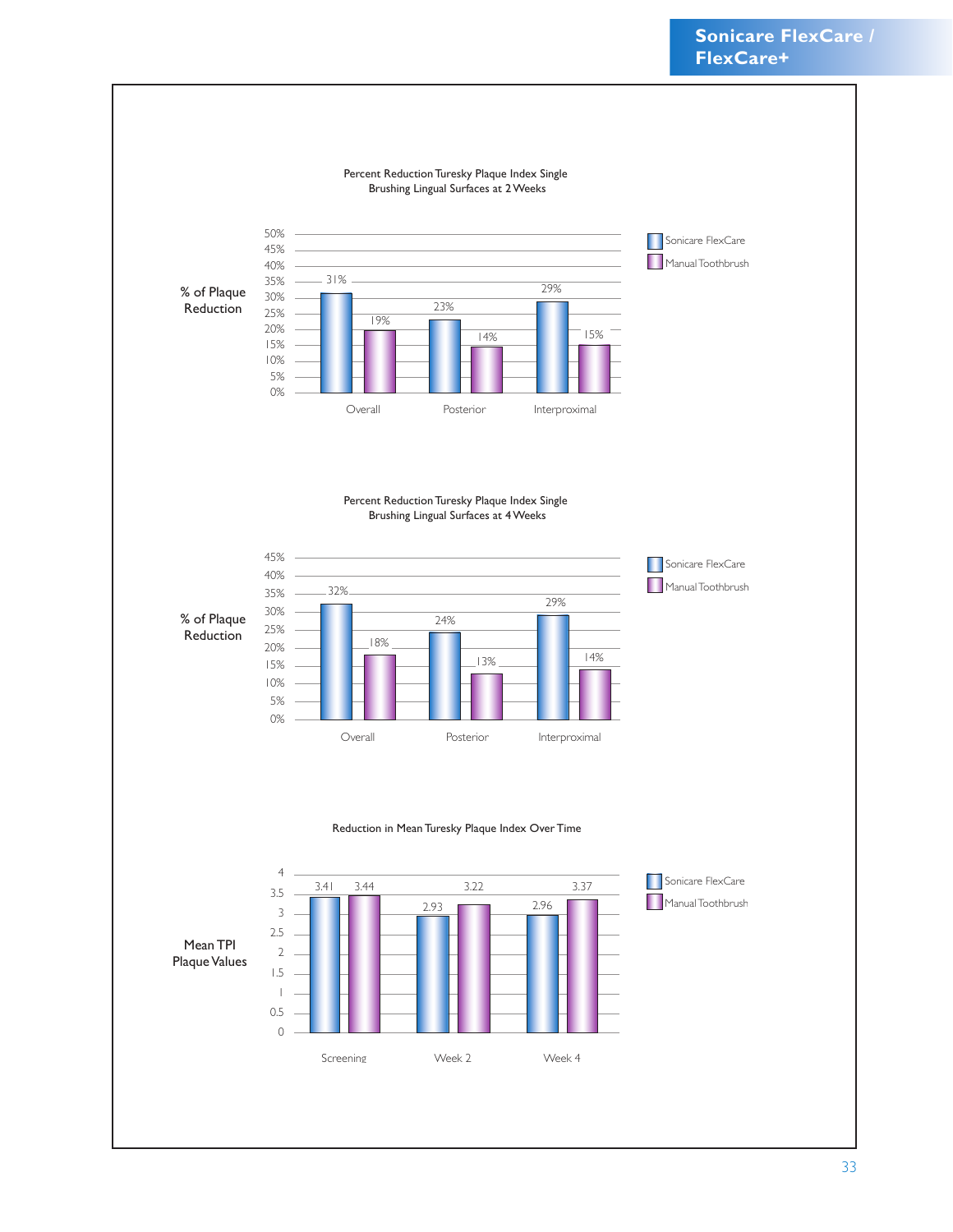Percent Reduction Turesky Plaque Index Single Brushing Lingual Surfaces at 2 Weeks

% of Plaque Reduction

50%
45%
40%
35%
30%
25%
20%
15%
10%
5%
0%

31%
19%
23%
14%
29%
15%

Overall
Posterior
Interproximal

Sonicare FlexCare
Manual Toothbrush

Percent Reduction Turesky Plaque Index Single Brushing Lingual Surfaces at 4 Weeks

% of Plaque Reduction

45%
40%
35%
30%
25%
20%
15%
10%
5%
0%

32%
18%
24%
13%
29%
14%

Overall
Posterior
Interproximal

Sonicare FlexCare
Manual Toothbrush

Reduction in Mean Turesky Plaque Index Over Time

Mean TPI Plaque Values

4
3.5
3
2.5
2
1.5
1
0.5
0

3.41
3.44
2.93
3.22
2.96
3.37

Screening
Week 2
Week 4

Sonicare FlexCare
Manual Toothbrush